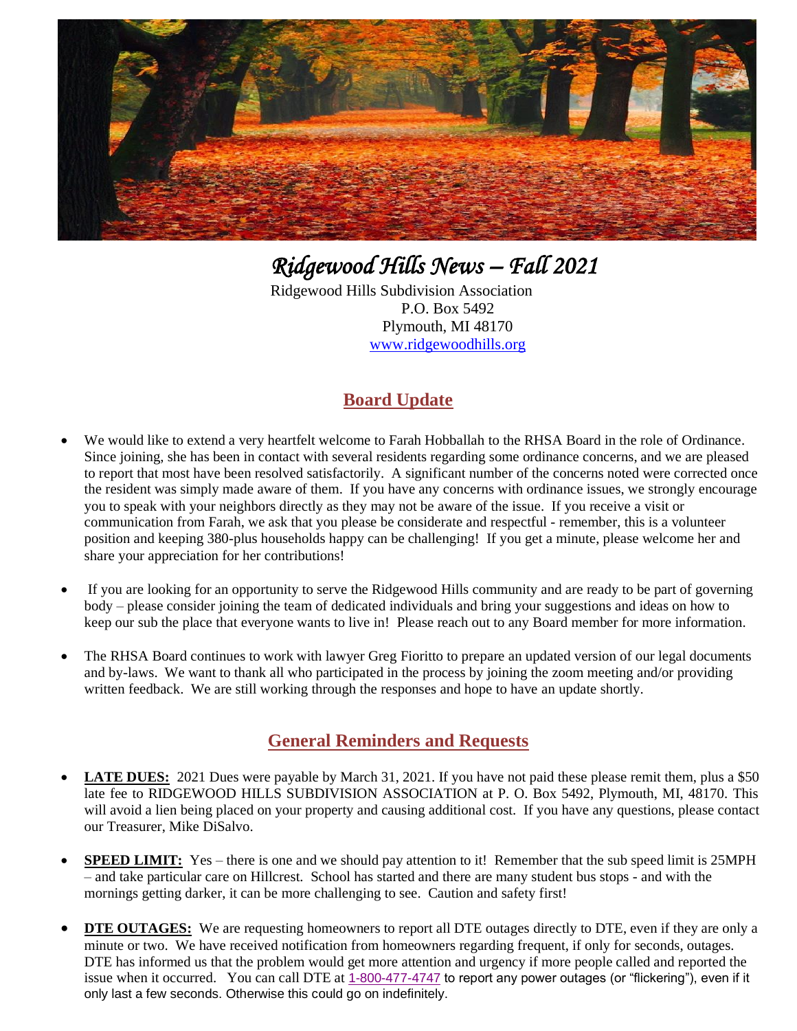# *Ridgewood Hills News – Fall 2021*

Ridgewood Hills Subdivision Association
P.O. Box 5492
Plymouth, MI 48170
www.ridgewoodhills.org

## Board Update

- We would like to extend a very heartfelt welcome to Farah Hobballah to the RHSA Board in the role of Ordinance. Since joining, she has been in contact with several residents regarding some ordinance concerns, and we are pleased to report that most have been resolved satisfactorily. A significant number of the concerns noted were corrected once the resident was simply made aware of them. If you have any concerns with ordinance issues, we strongly encourage you to speak with your neighbors directly as they may not be aware of the issue. If you receive a visit or communication from Farah, we ask that you please be considerate and respectful - remember, this is a volunteer position and keeping 380-plus households happy can be challenging! If you get a minute, please welcome her and share your appreciation for her contributions!

- If you are looking for an opportunity to serve the Ridgewood Hills community and are ready to be part of governing body – please consider joining the team of dedicated individuals and bring your suggestions and ideas on how to keep our sub the place that everyone wants to live in! Please reach out to any Board member for more information.

- The RHSA Board continues to work with lawyer Greg Fioritto to prepare an updated version of our legal documents and by-laws. We want to thank all who participated in the process by joining the zoom meeting and/or providing written feedback. We are still working through the responses and hope to have an update shortly.

## General Reminders and Requests

- **LATE DUES:** 2021 Dues were payable by March 31, 2021. If you have not paid these please remit them, plus a $50 late fee to RIDGEWOOD HILLS SUBDIVISION ASSOCIATION at P. O. Box 5492, Plymouth, MI, 48170. This will avoid a lien being placed on your property and causing additional cost. If you have any questions, please contact our Treasurer, Mike DiSalvo.

- **SPEED LIMIT:** Yes – there is one and we should pay attention to it! Remember that the sub speed limit is 25MPH – and take particular care on Hillcrest. School has started and there are many student bus stops - and with the mornings getting darker, it can be more challenging to see. Caution and safety first!

- **DTE OUTAGES:** We are requesting homeowners to report all DTE outages directly to DTE, even if they are only a minute or two. We have received notification from homeowners regarding frequent, if only for seconds, outages. DTE has informed us that the problem would get more attention and urgency if more people called and reported the issue when it occurred. You can call DTE at 1-800-477-4747 to report any power outages (or "flickering"), even if it only last a few seconds. Otherwise this could go on indefinitely.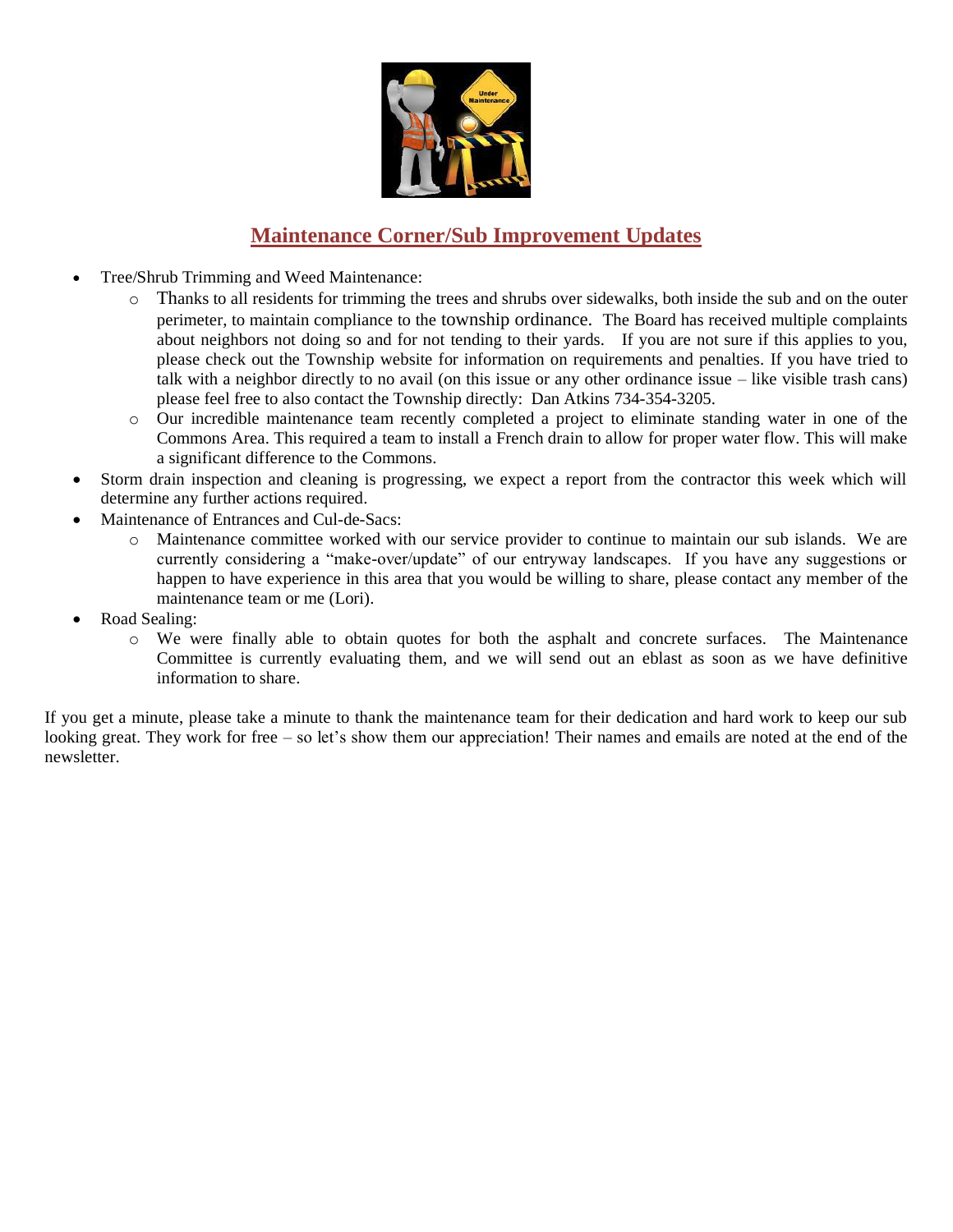## Maintenance Corner/Sub Improvement Updates

- Tree/Shrub Trimming and Weed Maintenance:
  - Thanks to all residents for trimming the trees and shrubs over sidewalks, both inside the sub and on the outer perimeter, to maintain compliance to the township ordinance. The Board has received multiple complaints about neighbors not doing so and for not tending to their yards. If you are not sure if this applies to you, please check out the Township website for information on requirements and penalties. If you have tried to talk with a neighbor directly to no avail (on this issue or any other ordinance issue – like visible trash cans) please feel free to also contact the Township directly: Dan Atkins 734-354-3205.
  - Our incredible maintenance team recently completed a project to eliminate standing water in one of the Commons Area. This required a team to install a French drain to allow for proper water flow. This will make a significant difference to the Commons.
- Storm drain inspection and cleaning is progressing, we expect a report from the contractor this week which will determine any further actions required.
- Maintenance of Entrances and Cul-de-Sacs:
  - Maintenance committee worked with our service provider to continue to maintain our sub islands. We are currently considering a "make-over/update" of our entryway landscapes. If you have any suggestions or happen to have experience in this area that you would be willing to share, please contact any member of the maintenance team or me (Lori).
- Road Sealing:
  - We were finally able to obtain quotes for both the asphalt and concrete surfaces. The Maintenance Committee is currently evaluating them, and we will send out an eblast as soon as we have definitive information to share.

If you get a minute, please take a minute to thank the maintenance team for their dedication and hard work to keep our sub looking great. They work for free – so let's show them our appreciation! Their names and emails are noted at the end of the newsletter.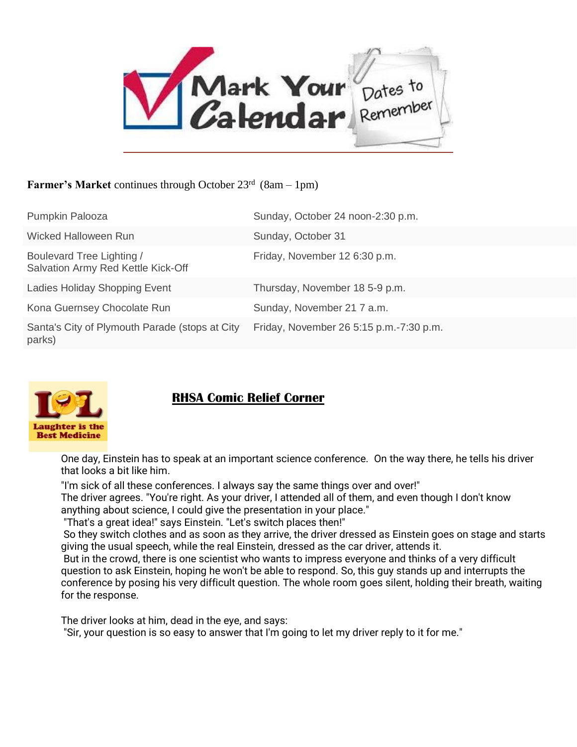# Mark Your Calendar

**Dates to Remember**

**Farmer's Market** continues through October 23rd (8am – 1pm)

| Event | Date |
|---|---|
| Pumpkin Palooza | Sunday, October 24 noon-2:30 p.m. |
| Wicked Halloween Run | Sunday, October 31 |
| Boulevard Tree Lighting / Salvation Army Red Kettle Kick-Off | Friday, November 12 6:30 p.m. |
| Ladies Holiday Shopping Event | Thursday, November 18 5-9 p.m. |
| Kona Guernsey Chocolate Run | Sunday, November 21 7 a.m. |
| Santa's City of Plymouth Parade (stops at City parks) | Friday, November 26 5:15 p.m.-7:30 p.m. |

LOL

Laughter is the Best Medicine

## RHSA Comic Relief Corner

One day, Einstein has to speak at an important science conference. On the way there, he tells his driver that looks a bit like him.

"I'm sick of all these conferences. I always say the same things over and over!"

The driver agrees. "You're right. As your driver, I attended all of them, and even though I don't know anything about science, I could give the presentation in your place."

"That's a great idea!" says Einstein. "Let's switch places then!"

So they switch clothes and as soon as they arrive, the driver dressed as Einstein goes on stage and starts giving the usual speech, while the real Einstein, dressed as the car driver, attends it.

But in the crowd, there is one scientist who wants to impress everyone and thinks of a very difficult question to ask Einstein, hoping he won't be able to respond. So, this guy stands up and interrupts the conference by posing his very difficult question. The whole room goes silent, holding their breath, waiting for the response.

The driver looks at him, dead in the eye, and says:

"Sir, your question is so easy to answer that I'm going to let my driver reply to it for me."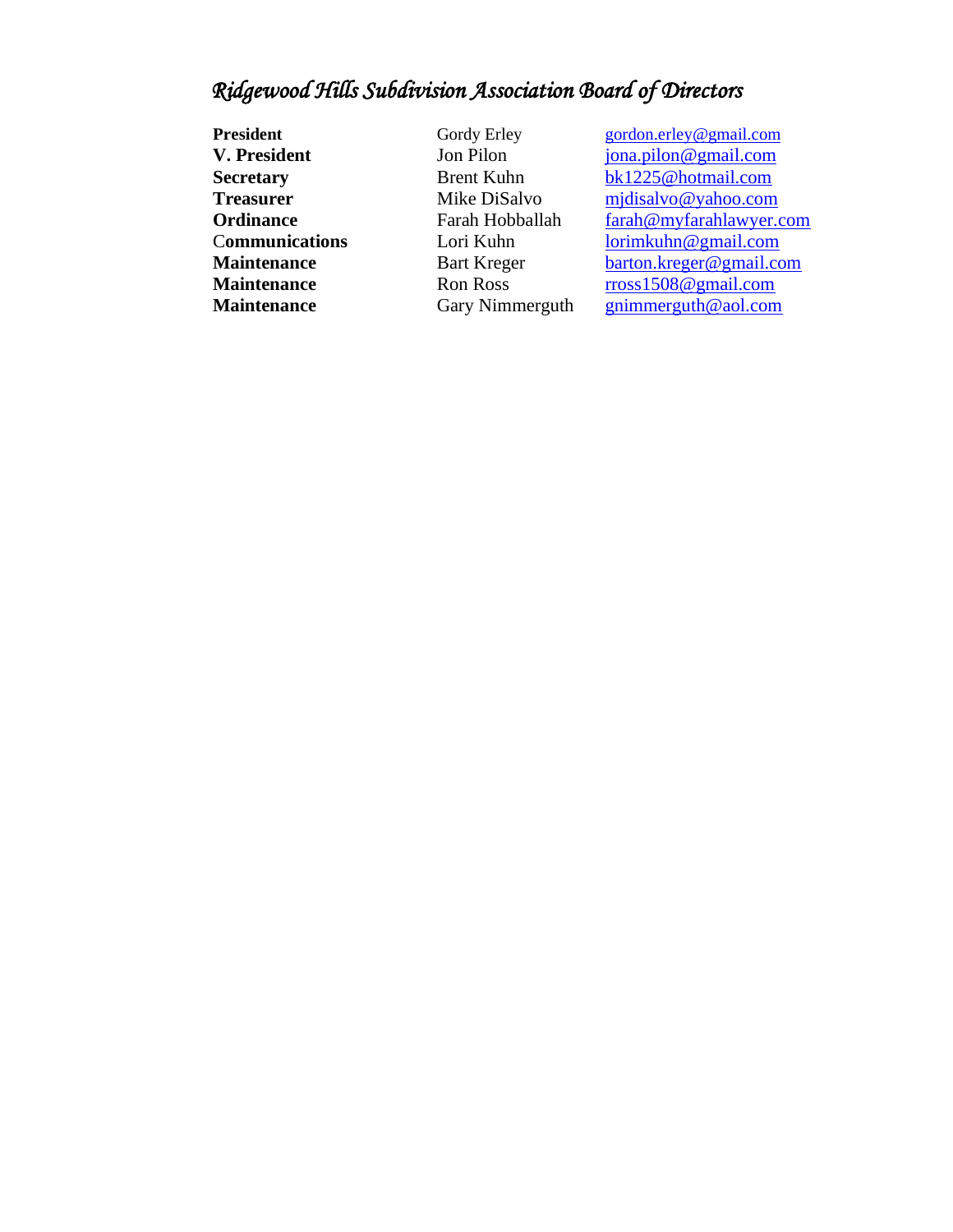# *Ridgewood Hills Subdivision Association Board of Directors*

| | | |
|---|---|---|
| **President** | Gordy Erley | gordon.erley@gmail.com |
| **V. President** | Jon Pilon | jona.pilon@gmail.com |
| **Secretary** | Brent Kuhn | bk1225@hotmail.com |
| **Treasurer** | Mike DiSalvo | mjdisalvo@yahoo.com |
| **Ordinance** | Farah Hobballah | farah@myfarahlawyer.com |
| C**ommunications** | Lori Kuhn | lorimkuhn@gmail.com |
| **Maintenance** | Bart Kreger | barton.kreger@gmail.com |
| **Maintenance** | Ron Ross | rross1508@gmail.com |
| **Maintenance** | Gary Nimmerguth | gnimmerguth@aol.com |